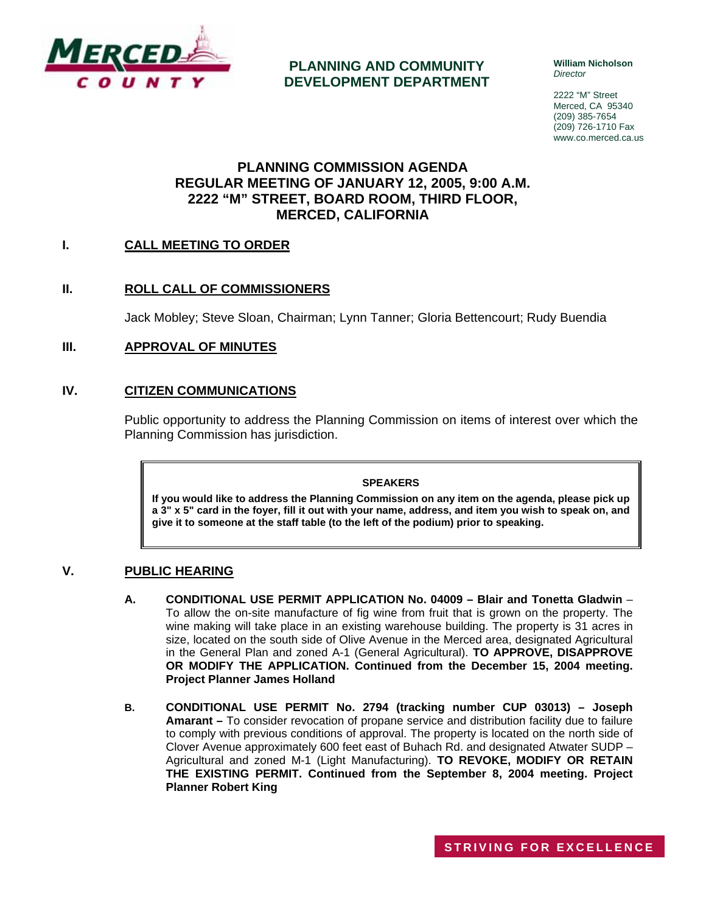**PLANNING AND COMMUNITY DEVELOPMENT DEPARTMENT**

**William Nicholson**
*Director*

2222 "M" Street
Merced, CA 95340
(209) 385-7654
(209) 726-1710 Fax
www.co.merced.ca.us

# PLANNING COMMISSION AGENDA
# REGULAR MEETING OF JANUARY 12, 2005, 9:00 A.M.
# 2222 "M" STREET, BOARD ROOM, THIRD FLOOR, MERCED, CALIFORNIA

## I. CALL MEETING TO ORDER

## II. ROLL CALL OF COMMISSIONERS

Jack Mobley; Steve Sloan, Chairman; Lynn Tanner; Gloria Bettencourt; Rudy Buendia

## III. APPROVAL OF MINUTES

## IV. CITIZEN COMMUNICATIONS

Public opportunity to address the Planning Commission on items of interest over which the Planning Commission has jurisdiction.

> **SPEAKERS**
>
> **If you would like to address the Planning Commission on any item on the agenda, please pick up a 3" x 5" card in the foyer, fill it out with your name, address, and item you wish to speak on, and give it to someone at the staff table (to the left of the podium) prior to speaking.**

## V. PUBLIC HEARING

**A. CONDITIONAL USE PERMIT APPLICATION No. 04009 – Blair and Tonetta Gladwin** – To allow the on-site manufacture of fig wine from fruit that is grown on the property. The wine making will take place in an existing warehouse building. The property is 31 acres in size, located on the south side of Olive Avenue in the Merced area, designated Agricultural in the General Plan and zoned A-1 (General Agricultural). **TO APPROVE, DISAPPROVE OR MODIFY THE APPLICATION. Continued from the December 15, 2004 meeting. Project Planner James Holland**

**B. CONDITIONAL USE PERMIT No. 2794 (tracking number CUP 03013) – Joseph Amarant –** To consider revocation of propane service and distribution facility due to failure to comply with previous conditions of approval. The property is located on the north side of Clover Avenue approximately 600 feet east of Buhach Rd. and designated Atwater SUDP – Agricultural and zoned M-1 (Light Manufacturing). **TO REVOKE, MODIFY OR RETAIN THE EXISTING PERMIT. Continued from the September 8, 2004 meeting. Project Planner Robert King**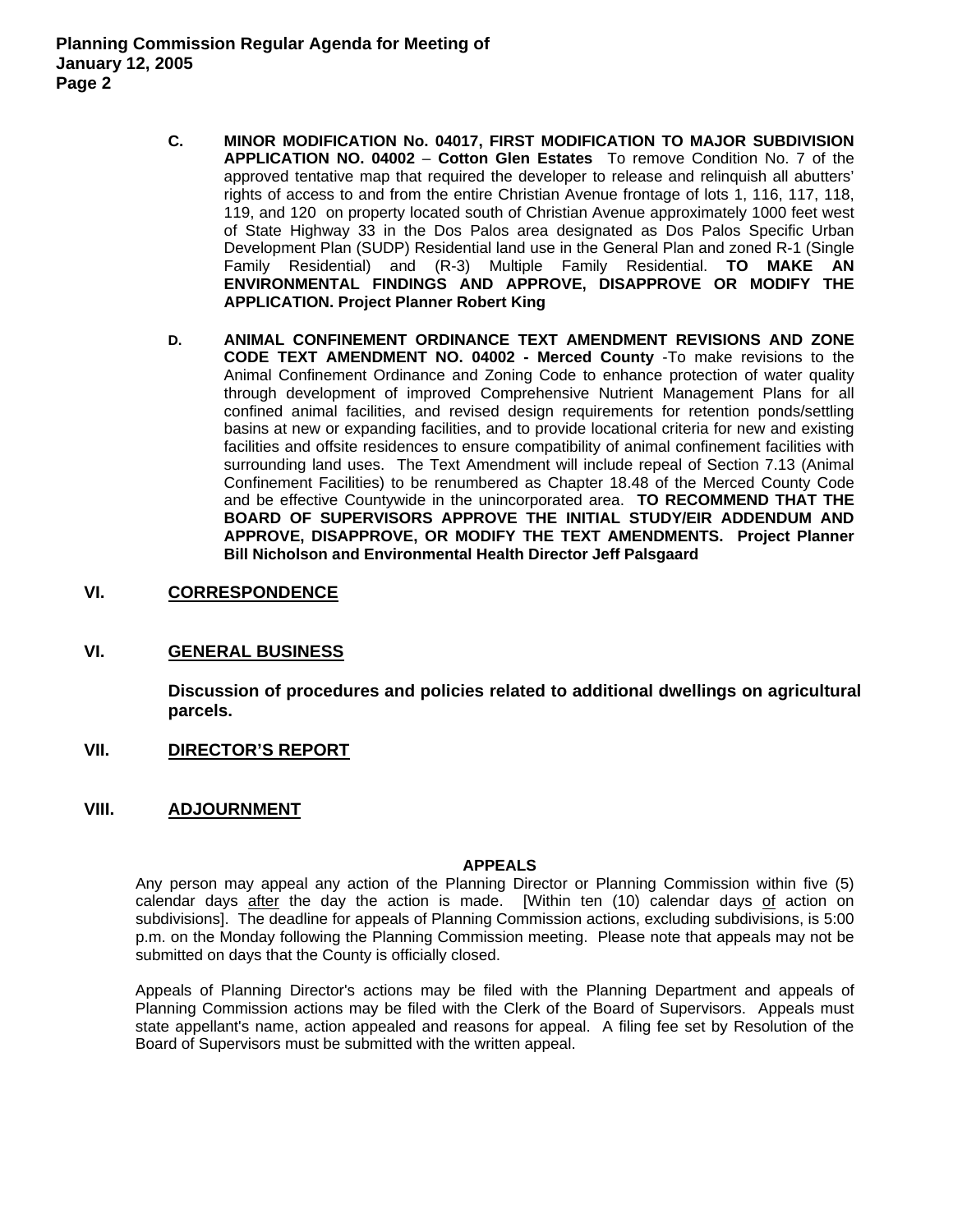**C. MINOR MODIFICATION No. 04017, FIRST MODIFICATION TO MAJOR SUBDIVISION APPLICATION NO. 04002** – **Cotton Glen Estates** To remove Condition No. 7 of the approved tentative map that required the developer to release and relinquish all abutters' rights of access to and from the entire Christian Avenue frontage of lots 1, 116, 117, 118, 119, and 120 on property located south of Christian Avenue approximately 1000 feet west of State Highway 33 in the Dos Palos area designated as Dos Palos Specific Urban Development Plan (SUDP) Residential land use in the General Plan and zoned R-1 (Single Family Residential) and (R-3) Multiple Family Residential. **TO MAKE AN ENVIRONMENTAL FINDINGS AND APPROVE, DISAPPROVE OR MODIFY THE APPLICATION. Project Planner Robert King**

**D. ANIMAL CONFINEMENT ORDINANCE TEXT AMENDMENT REVISIONS AND ZONE CODE TEXT AMENDMENT NO. 04002 - Merced County** -To make revisions to the Animal Confinement Ordinance and Zoning Code to enhance protection of water quality through development of improved Comprehensive Nutrient Management Plans for all confined animal facilities, and revised design requirements for retention ponds/settling basins at new or expanding facilities, and to provide locational criteria for new and existing facilities and offsite residences to ensure compatibility of animal confinement facilities with surrounding land uses. The Text Amendment will include repeal of Section 7.13 (Animal Confinement Facilities) to be renumbered as Chapter 18.48 of the Merced County Code and be effective Countywide in the unincorporated area. **TO RECOMMEND THAT THE BOARD OF SUPERVISORS APPROVE THE INITIAL STUDY/EIR ADDENDUM AND APPROVE, DISAPPROVE, OR MODIFY THE TEXT AMENDMENTS. Project Planner Bill Nicholson and Environmental Health Director Jeff Palsgaard**

## VI. CORRESPONDENCE

## VI. GENERAL BUSINESS

**Discussion of procedures and policies related to additional dwellings on agricultural parcels.**

## VII. DIRECTOR'S REPORT

## VIII. ADJOURNMENT

**APPEALS**

Any person may appeal any action of the Planning Director or Planning Commission within five (5) calendar days after the day the action is made. [Within ten (10) calendar days of action on subdivisions]. The deadline for appeals of Planning Commission actions, excluding subdivisions, is 5:00 p.m. on the Monday following the Planning Commission meeting. Please note that appeals may not be submitted on days that the County is officially closed.

Appeals of Planning Director's actions may be filed with the Planning Department and appeals of Planning Commission actions may be filed with the Clerk of the Board of Supervisors. Appeals must state appellant's name, action appealed and reasons for appeal. A filing fee set by Resolution of the Board of Supervisors must be submitted with the written appeal.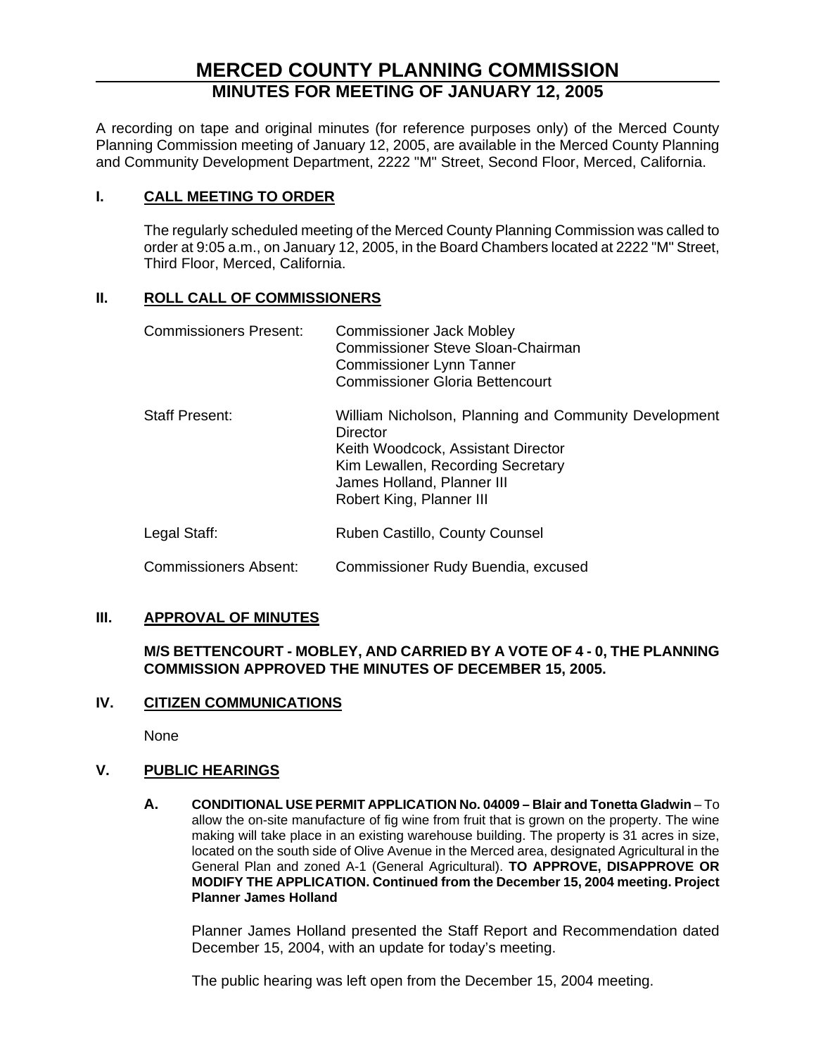# MERCED COUNTY PLANNING COMMISSION

## MINUTES FOR MEETING OF JANUARY 12, 2005

A recording on tape and original minutes (for reference purposes only) of the Merced County Planning Commission meeting of January 12, 2005, are available in the Merced County Planning and Community Development Department, 2222 "M" Street, Second Floor, Merced, California.

## I. CALL MEETING TO ORDER

The regularly scheduled meeting of the Merced County Planning Commission was called to order at 9:05 a.m., on January 12, 2005, in the Board Chambers located at 2222 "M" Street, Third Floor, Merced, California.

## II. ROLL CALL OF COMMISSIONERS

| | |
|---|---|
| Commissioners Present: | Commissioner Jack Mobley<br>Commissioner Steve Sloan-Chairman<br>Commissioner Lynn Tanner<br>Commissioner Gloria Bettencourt |
| Staff Present: | William Nicholson, Planning and Community Development Director<br>Keith Woodcock, Assistant Director<br>Kim Lewallen, Recording Secretary<br>James Holland, Planner III<br>Robert King, Planner III |
| Legal Staff: | Ruben Castillo, County Counsel |
| Commissioners Absent: | Commissioner Rudy Buendia, excused |

## III. APPROVAL OF MINUTES

**M/S BETTENCOURT - MOBLEY, AND CARRIED BY A VOTE OF 4 - 0, THE PLANNING COMMISSION APPROVED THE MINUTES OF DECEMBER 15, 2005.**

## IV. CITIZEN COMMUNICATIONS

None

## V. PUBLIC HEARINGS

**A. CONDITIONAL USE PERMIT APPLICATION No. 04009 – Blair and Tonetta Gladwin** – To allow the on-site manufacture of fig wine from fruit that is grown on the property. The wine making will take place in an existing warehouse building. The property is 31 acres in size, located on the south side of Olive Avenue in the Merced area, designated Agricultural in the General Plan and zoned A-1 (General Agricultural). **TO APPROVE, DISAPPROVE OR MODIFY THE APPLICATION. Continued from the December 15, 2004 meeting. Project Planner James Holland**

Planner James Holland presented the Staff Report and Recommendation dated December 15, 2004, with an update for today's meeting.

The public hearing was left open from the December 15, 2004 meeting.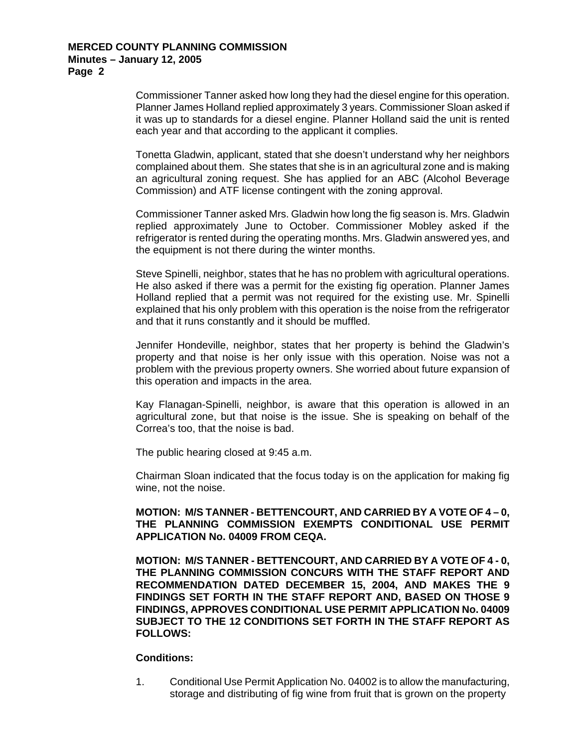Commissioner Tanner asked how long they had the diesel engine for this operation. Planner James Holland replied approximately 3 years. Commissioner Sloan asked if it was up to standards for a diesel engine. Planner Holland said the unit is rented each year and that according to the applicant it complies.

Tonetta Gladwin, applicant, stated that she doesn't understand why her neighbors complained about them. She states that she is in an agricultural zone and is making an agricultural zoning request. She has applied for an ABC (Alcohol Beverage Commission) and ATF license contingent with the zoning approval.

Commissioner Tanner asked Mrs. Gladwin how long the fig season is. Mrs. Gladwin replied approximately June to October. Commissioner Mobley asked if the refrigerator is rented during the operating months. Mrs. Gladwin answered yes, and the equipment is not there during the winter months.

Steve Spinelli, neighbor, states that he has no problem with agricultural operations. He also asked if there was a permit for the existing fig operation. Planner James Holland replied that a permit was not required for the existing use. Mr. Spinelli explained that his only problem with this operation is the noise from the refrigerator and that it runs constantly and it should be muffled.

Jennifer Hondeville, neighbor, states that her property is behind the Gladwin's property and that noise is her only issue with this operation. Noise was not a problem with the previous property owners. She worried about future expansion of this operation and impacts in the area.

Kay Flanagan-Spinelli, neighbor, is aware that this operation is allowed in an agricultural zone, but that noise is the issue. She is speaking on behalf of the Correa's too, that the noise is bad.

The public hearing closed at 9:45 a.m.

Chairman Sloan indicated that the focus today is on the application for making fig wine, not the noise.

**MOTION: M/S TANNER - BETTENCOURT, AND CARRIED BY A VOTE OF 4 – 0, THE PLANNING COMMISSION EXEMPTS CONDITIONAL USE PERMIT APPLICATION No. 04009 FROM CEQA.**

**MOTION: M/S TANNER - BETTENCOURT, AND CARRIED BY A VOTE OF 4 - 0, THE PLANNING COMMISSION CONCURS WITH THE STAFF REPORT AND RECOMMENDATION DATED DECEMBER 15, 2004, AND MAKES THE 9 FINDINGS SET FORTH IN THE STAFF REPORT AND, BASED ON THOSE 9 FINDINGS, APPROVES CONDITIONAL USE PERMIT APPLICATION No. 04009 SUBJECT TO THE 12 CONDITIONS SET FORTH IN THE STAFF REPORT AS FOLLOWS:**

**Conditions:**

1. Conditional Use Permit Application No. 04002 is to allow the manufacturing, storage and distributing of fig wine from fruit that is grown on the property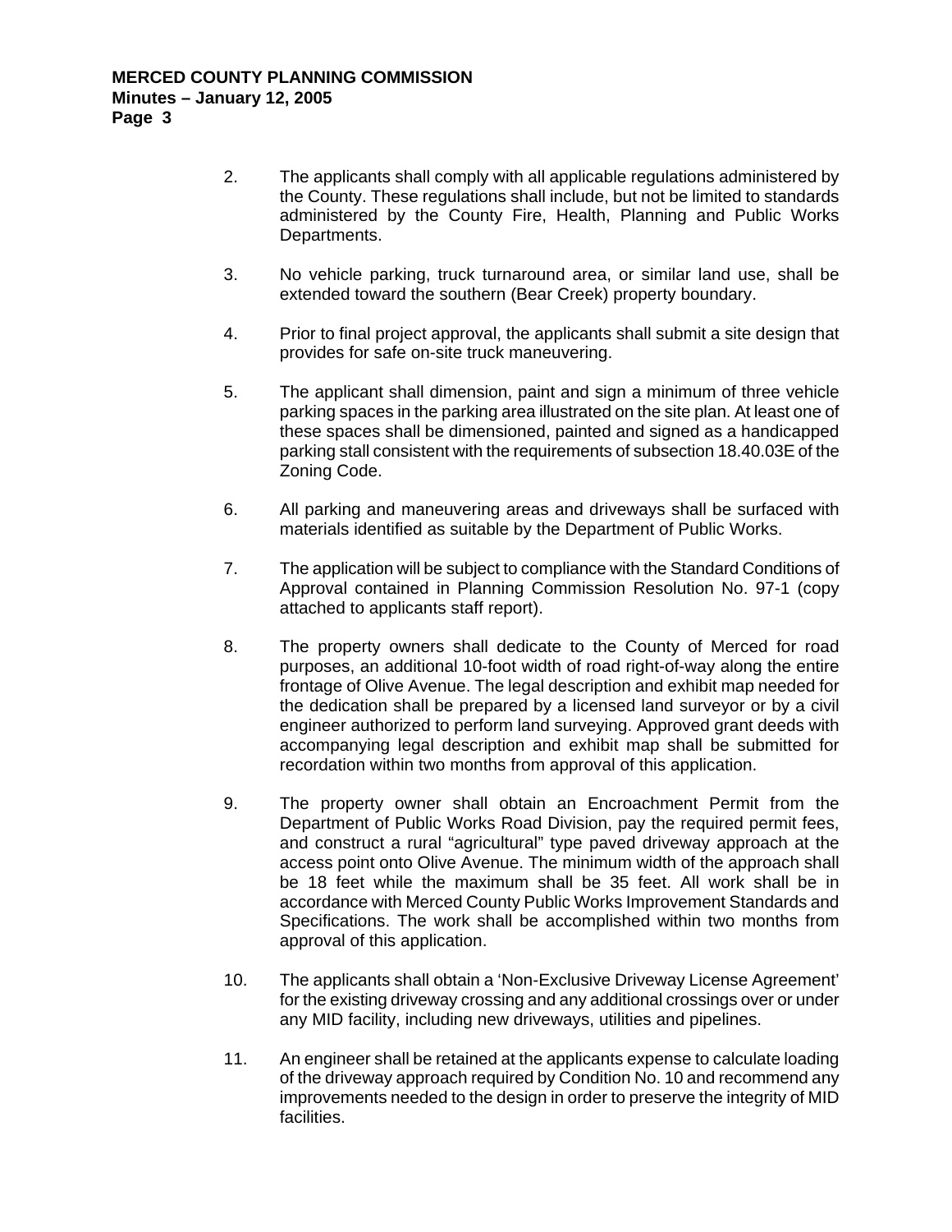2. The applicants shall comply with all applicable regulations administered by the County. These regulations shall include, but not be limited to standards administered by the County Fire, Health, Planning and Public Works Departments.

3. No vehicle parking, truck turnaround area, or similar land use, shall be extended toward the southern (Bear Creek) property boundary.

4. Prior to final project approval, the applicants shall submit a site design that provides for safe on-site truck maneuvering.

5. The applicant shall dimension, paint and sign a minimum of three vehicle parking spaces in the parking area illustrated on the site plan. At least one of these spaces shall be dimensioned, painted and signed as a handicapped parking stall consistent with the requirements of subsection 18.40.03E of the Zoning Code.

6. All parking and maneuvering areas and driveways shall be surfaced with materials identified as suitable by the Department of Public Works.

7. The application will be subject to compliance with the Standard Conditions of Approval contained in Planning Commission Resolution No. 97-1 (copy attached to applicants staff report).

8. The property owners shall dedicate to the County of Merced for road purposes, an additional 10-foot width of road right-of-way along the entire frontage of Olive Avenue. The legal description and exhibit map needed for the dedication shall be prepared by a licensed land surveyor or by a civil engineer authorized to perform land surveying. Approved grant deeds with accompanying legal description and exhibit map shall be submitted for recordation within two months from approval of this application.

9. The property owner shall obtain an Encroachment Permit from the Department of Public Works Road Division, pay the required permit fees, and construct a rural "agricultural" type paved driveway approach at the access point onto Olive Avenue. The minimum width of the approach shall be 18 feet while the maximum shall be 35 feet. All work shall be in accordance with Merced County Public Works Improvement Standards and Specifications. The work shall be accomplished within two months from approval of this application.

10. The applicants shall obtain a 'Non-Exclusive Driveway License Agreement' for the existing driveway crossing and any additional crossings over or under any MID facility, including new driveways, utilities and pipelines.

11. An engineer shall be retained at the applicants expense to calculate loading of the driveway approach required by Condition No. 10 and recommend any improvements needed to the design in order to preserve the integrity of MID facilities.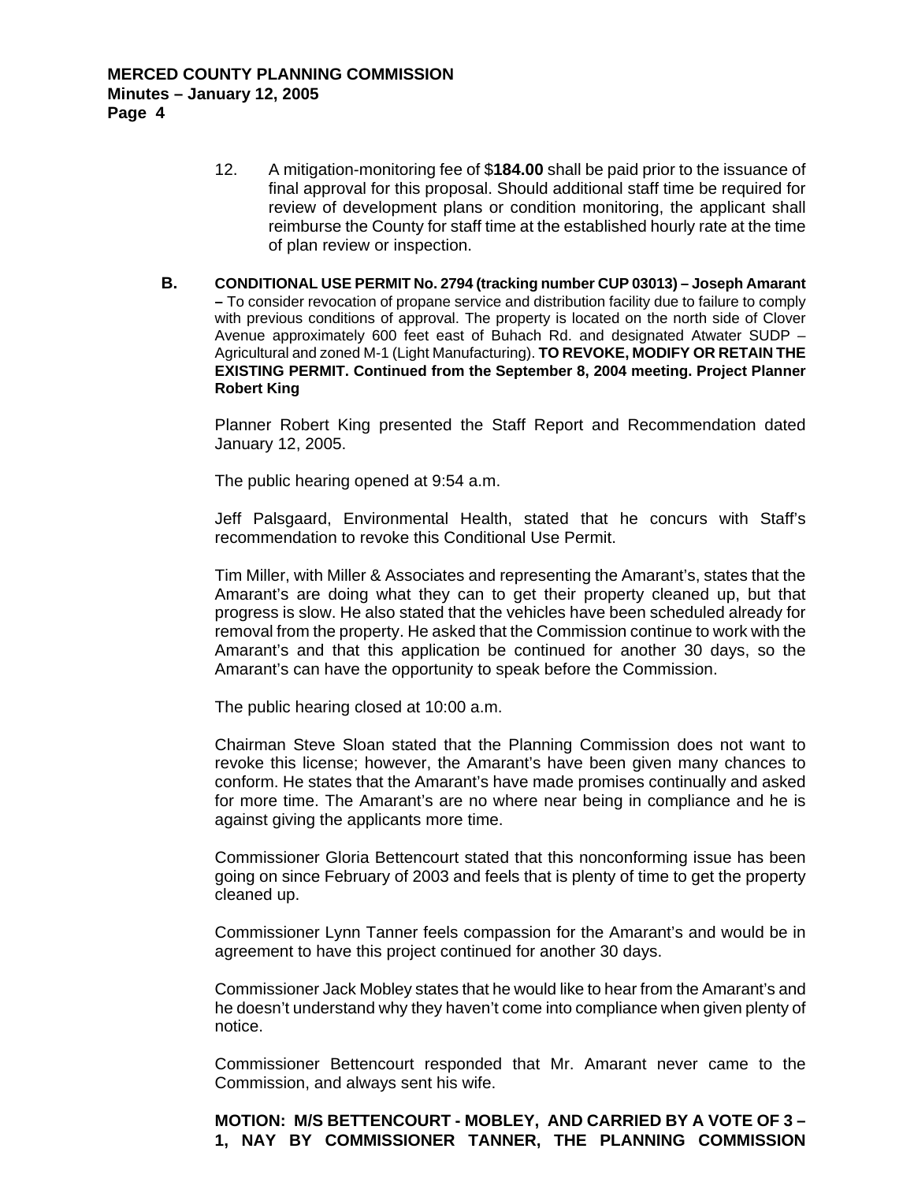12. A mitigation-monitoring fee of $**184.00** shall be paid prior to the issuance of final approval for this proposal. Should additional staff time be required for review of development plans or condition monitoring, the applicant shall reimburse the County for staff time at the established hourly rate at the time of plan review or inspection.

**B.** **CONDITIONAL USE PERMIT No. 2794 (tracking number CUP 03013) – Joseph Amarant –** To consider revocation of propane service and distribution facility due to failure to comply with previous conditions of approval. The property is located on the north side of Clover Avenue approximately 600 feet east of Buhach Rd. and designated Atwater SUDP – Agricultural and zoned M-1 (Light Manufacturing). **TO REVOKE, MODIFY OR RETAIN THE EXISTING PERMIT. Continued from the September 8, 2004 meeting. Project Planner Robert King**

Planner Robert King presented the Staff Report and Recommendation dated January 12, 2005.

The public hearing opened at 9:54 a.m.

Jeff Palsgaard, Environmental Health, stated that he concurs with Staff's recommendation to revoke this Conditional Use Permit.

Tim Miller, with Miller & Associates and representing the Amarant's, states that the Amarant's are doing what they can to get their property cleaned up, but that progress is slow. He also stated that the vehicles have been scheduled already for removal from the property. He asked that the Commission continue to work with the Amarant's and that this application be continued for another 30 days, so the Amarant's can have the opportunity to speak before the Commission.

The public hearing closed at 10:00 a.m.

Chairman Steve Sloan stated that the Planning Commission does not want to revoke this license; however, the Amarant's have been given many chances to conform. He states that the Amarant's have made promises continually and asked for more time. The Amarant's are no where near being in compliance and he is against giving the applicants more time.

Commissioner Gloria Bettencourt stated that this nonconforming issue has been going on since February of 2003 and feels that is plenty of time to get the property cleaned up.

Commissioner Lynn Tanner feels compassion for the Amarant's and would be in agreement to have this project continued for another 30 days.

Commissioner Jack Mobley states that he would like to hear from the Amarant's and he doesn't understand why they haven't come into compliance when given plenty of notice.

Commissioner Bettencourt responded that Mr. Amarant never came to the Commission, and always sent his wife.

**MOTION: M/S BETTENCOURT - MOBLEY, AND CARRIED BY A VOTE OF 3 – 1, NAY BY COMMISSIONER TANNER, THE PLANNING COMMISSION**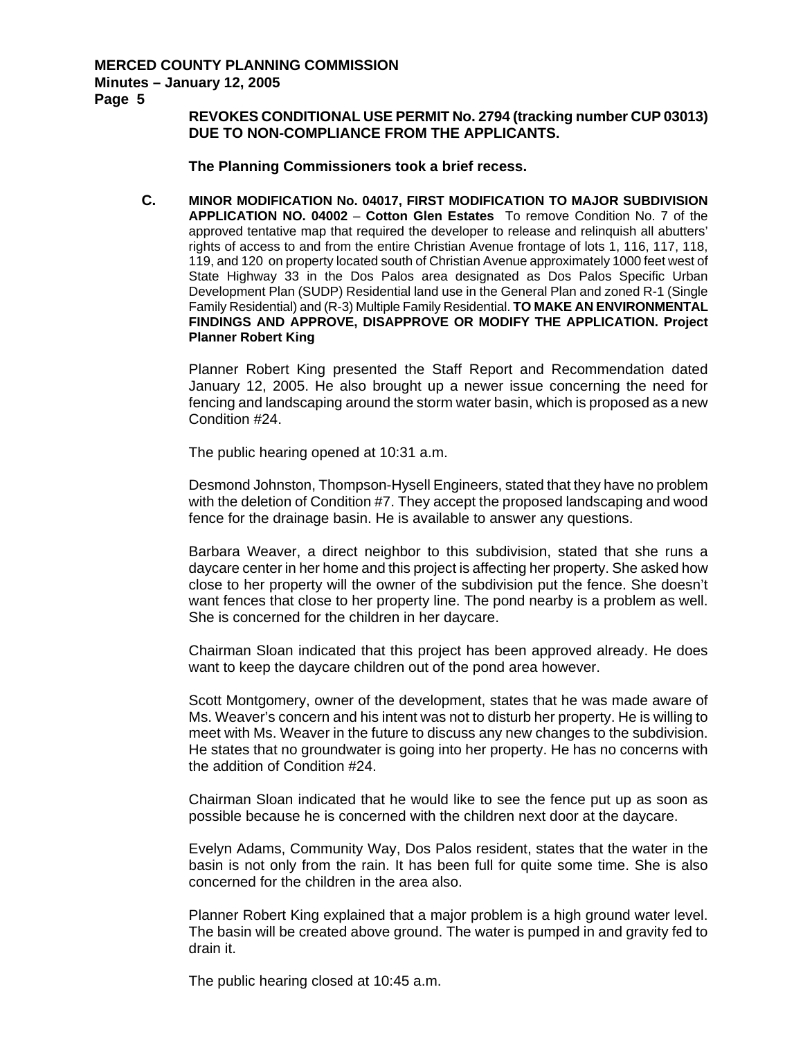**REVOKES CONDITIONAL USE PERMIT No. 2794 (tracking number CUP 03013) DUE TO NON-COMPLIANCE FROM THE APPLICANTS.**

**The Planning Commissioners took a brief recess.**

**C. MINOR MODIFICATION No. 04017, FIRST MODIFICATION TO MAJOR SUBDIVISION APPLICATION NO. 04002** – **Cotton Glen Estates** To remove Condition No. 7 of the approved tentative map that required the developer to release and relinquish all abutters' rights of access to and from the entire Christian Avenue frontage of lots 1, 116, 117, 118, 119, and 120 on property located south of Christian Avenue approximately 1000 feet west of State Highway 33 in the Dos Palos area designated as Dos Palos Specific Urban Development Plan (SUDP) Residential land use in the General Plan and zoned R-1 (Single Family Residential) and (R-3) Multiple Family Residential. **TO MAKE AN ENVIRONMENTAL FINDINGS AND APPROVE, DISAPPROVE OR MODIFY THE APPLICATION. Project Planner Robert King**

Planner Robert King presented the Staff Report and Recommendation dated January 12, 2005. He also brought up a newer issue concerning the need for fencing and landscaping around the storm water basin, which is proposed as a new Condition #24.

The public hearing opened at 10:31 a.m.

Desmond Johnston, Thompson-Hysell Engineers, stated that they have no problem with the deletion of Condition #7. They accept the proposed landscaping and wood fence for the drainage basin. He is available to answer any questions.

Barbara Weaver, a direct neighbor to this subdivision, stated that she runs a daycare center in her home and this project is affecting her property. She asked how close to her property will the owner of the subdivision put the fence. She doesn't want fences that close to her property line. The pond nearby is a problem as well. She is concerned for the children in her daycare.

Chairman Sloan indicated that this project has been approved already. He does want to keep the daycare children out of the pond area however.

Scott Montgomery, owner of the development, states that he was made aware of Ms. Weaver's concern and his intent was not to disturb her property. He is willing to meet with Ms. Weaver in the future to discuss any new changes to the subdivision. He states that no groundwater is going into her property. He has no concerns with the addition of Condition #24.

Chairman Sloan indicated that he would like to see the fence put up as soon as possible because he is concerned with the children next door at the daycare.

Evelyn Adams, Community Way, Dos Palos resident, states that the water in the basin is not only from the rain. It has been full for quite some time. She is also concerned for the children in the area also.

Planner Robert King explained that a major problem is a high ground water level. The basin will be created above ground. The water is pumped in and gravity fed to drain it.

The public hearing closed at 10:45 a.m.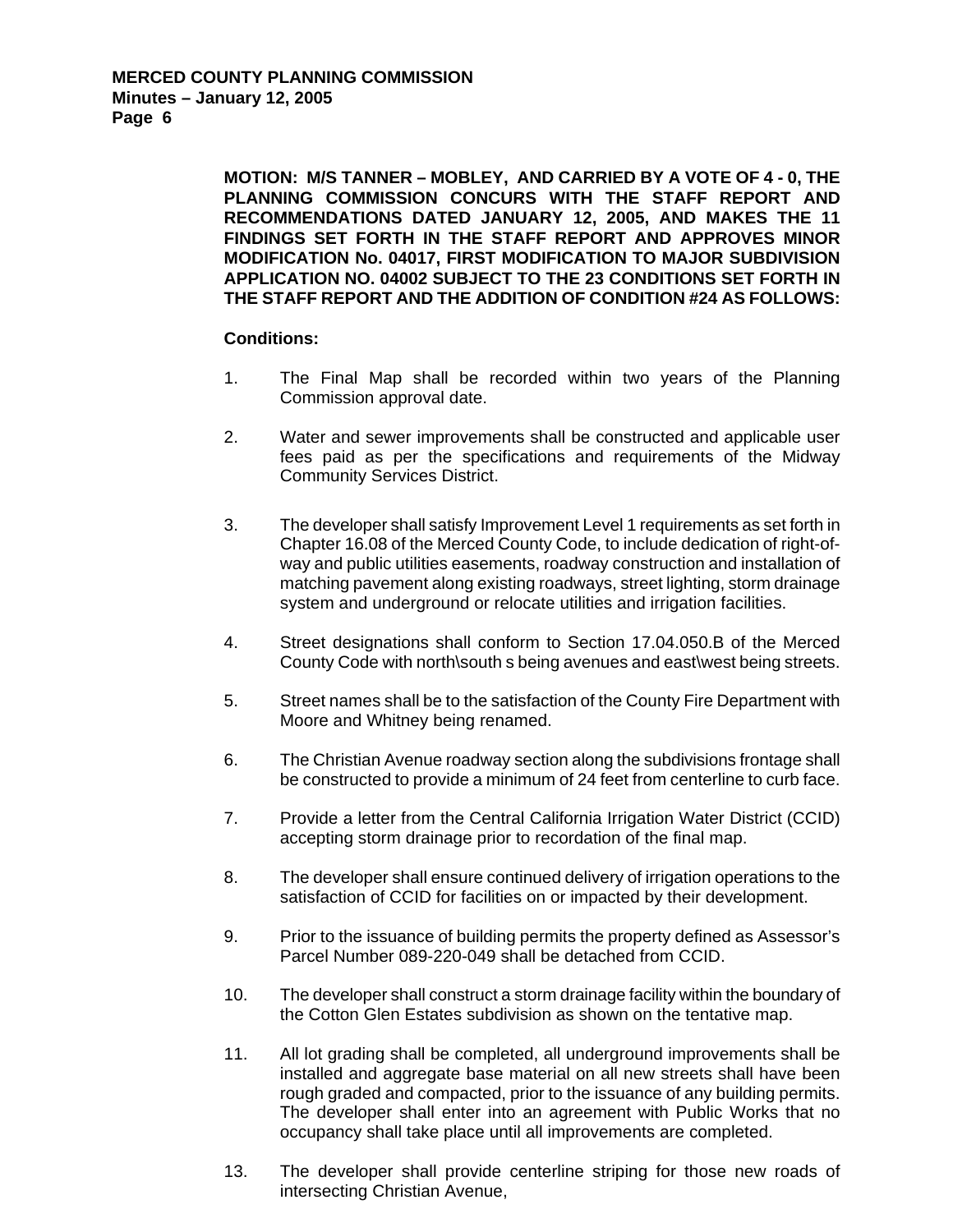**MOTION: M/S TANNER – MOBLEY, AND CARRIED BY A VOTE OF 4 - 0, THE PLANNING COMMISSION CONCURS WITH THE STAFF REPORT AND RECOMMENDATIONS DATED JANUARY 12, 2005, AND MAKES THE 11 FINDINGS SET FORTH IN THE STAFF REPORT AND APPROVES MINOR MODIFICATION No. 04017, FIRST MODIFICATION TO MAJOR SUBDIVISION APPLICATION NO. 04002 SUBJECT TO THE 23 CONDITIONS SET FORTH IN THE STAFF REPORT AND THE ADDITION OF CONDITION #24 AS FOLLOWS:**

**Conditions:**

1. The Final Map shall be recorded within two years of the Planning Commission approval date.

2. Water and sewer improvements shall be constructed and applicable user fees paid as per the specifications and requirements of the Midway Community Services District.

3. The developer shall satisfy Improvement Level 1 requirements as set forth in Chapter 16.08 of the Merced County Code, to include dedication of right-of-way and public utilities easements, roadway construction and installation of matching pavement along existing roadways, street lighting, storm drainage system and underground or relocate utilities and irrigation facilities.

4. Street designations shall conform to Section 17.04.050.B of the Merced County Code with north\south s being avenues and east\west being streets.

5. Street names shall be to the satisfaction of the County Fire Department with Moore and Whitney being renamed.

6. The Christian Avenue roadway section along the subdivisions frontage shall be constructed to provide a minimum of 24 feet from centerline to curb face.

7. Provide a letter from the Central California Irrigation Water District (CCID) accepting storm drainage prior to recordation of the final map.

8. The developer shall ensure continued delivery of irrigation operations to the satisfaction of CCID for facilities on or impacted by their development.

9. Prior to the issuance of building permits the property defined as Assessor's Parcel Number 089-220-049 shall be detached from CCID.

10. The developer shall construct a storm drainage facility within the boundary of the Cotton Glen Estates subdivision as shown on the tentative map.

11. All lot grading shall be completed, all underground improvements shall be installed and aggregate base material on all new streets shall have been rough graded and compacted, prior to the issuance of any building permits. The developer shall enter into an agreement with Public Works that no occupancy shall take place until all improvements are completed.

13. The developer shall provide centerline striping for those new roads of intersecting Christian Avenue,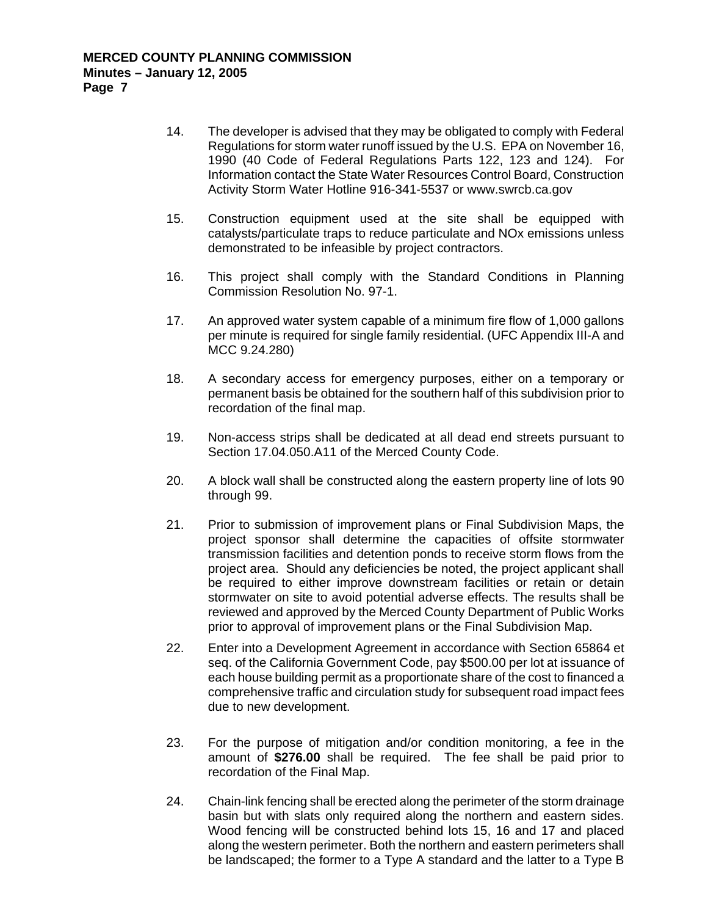14. The developer is advised that they may be obligated to comply with Federal Regulations for storm water runoff issued by the U.S. EPA on November 16, 1990 (40 Code of Federal Regulations Parts 122, 123 and 124). For Information contact the State Water Resources Control Board, Construction Activity Storm Water Hotline 916-341-5537 or www.swrcb.ca.gov

15. Construction equipment used at the site shall be equipped with catalysts/particulate traps to reduce particulate and NOx emissions unless demonstrated to be infeasible by project contractors.

16. This project shall comply with the Standard Conditions in Planning Commission Resolution No. 97-1.

17. An approved water system capable of a minimum fire flow of 1,000 gallons per minute is required for single family residential. (UFC Appendix III-A and MCC 9.24.280)

18. A secondary access for emergency purposes, either on a temporary or permanent basis be obtained for the southern half of this subdivision prior to recordation of the final map.

19. Non-access strips shall be dedicated at all dead end streets pursuant to Section 17.04.050.A11 of the Merced County Code.

20. A block wall shall be constructed along the eastern property line of lots 90 through 99.

21. Prior to submission of improvement plans or Final Subdivision Maps, the project sponsor shall determine the capacities of offsite stormwater transmission facilities and detention ponds to receive storm flows from the project area. Should any deficiencies be noted, the project applicant shall be required to either improve downstream facilities or retain or detain stormwater on site to avoid potential adverse effects. The results shall be reviewed and approved by the Merced County Department of Public Works prior to approval of improvement plans or the Final Subdivision Map.

22. Enter into a Development Agreement in accordance with Section 65864 et seq. of the California Government Code, pay $500.00 per lot at issuance of each house building permit as a proportionate share of the cost to financed a comprehensive traffic and circulation study for subsequent road impact fees due to new development.

23. For the purpose of mitigation and/or condition monitoring, a fee in the amount of **$276.00** shall be required. The fee shall be paid prior to recordation of the Final Map.

24. Chain-link fencing shall be erected along the perimeter of the storm drainage basin but with slats only required along the northern and eastern sides. Wood fencing will be constructed behind lots 15, 16 and 17 and placed along the western perimeter. Both the northern and eastern perimeters shall be landscaped; the former to a Type A standard and the latter to a Type B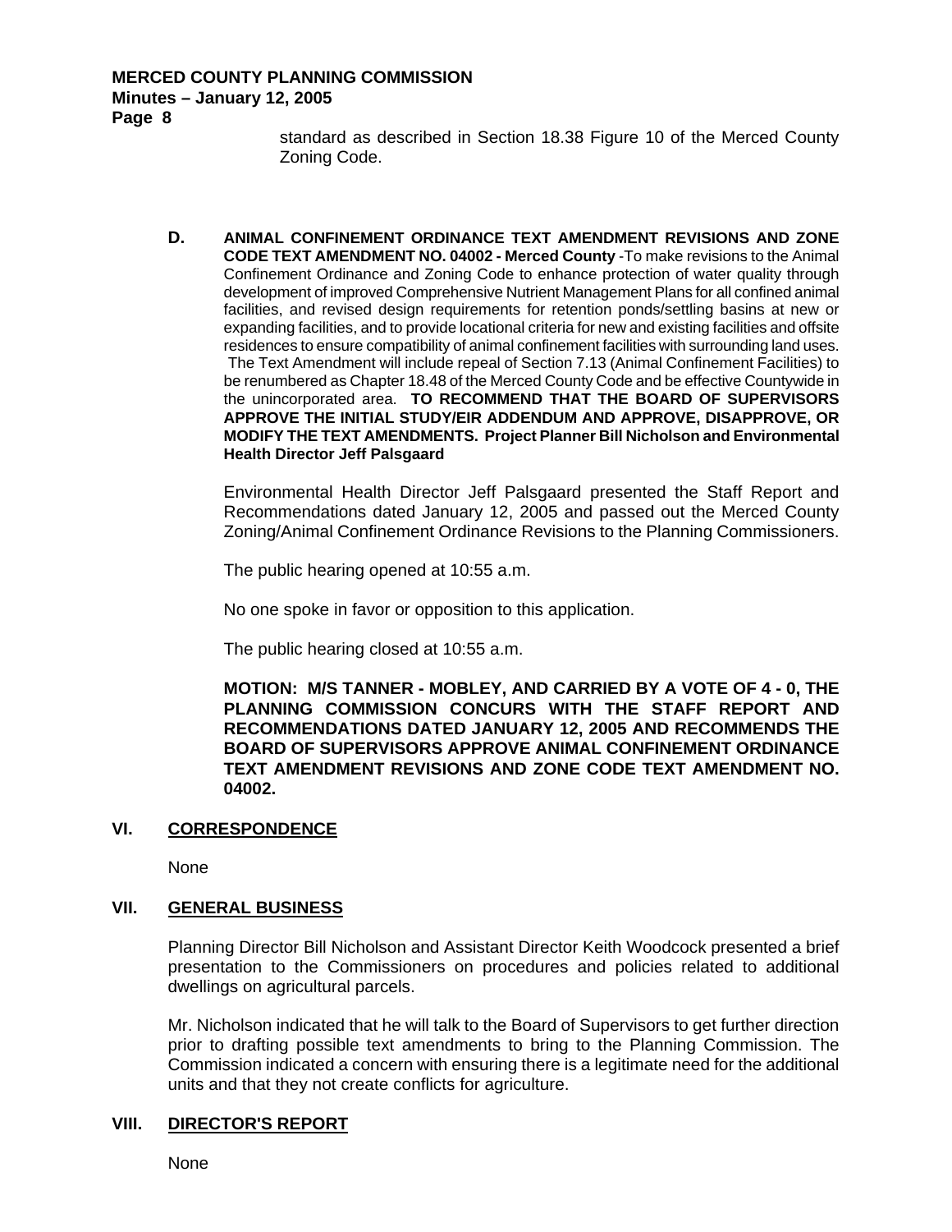standard as described in Section 18.38 Figure 10 of the Merced County Zoning Code.

**D. ANIMAL CONFINEMENT ORDINANCE TEXT AMENDMENT REVISIONS AND ZONE CODE TEXT AMENDMENT NO. 04002 - Merced County** -To make revisions to the Animal Confinement Ordinance and Zoning Code to enhance protection of water quality through development of improved Comprehensive Nutrient Management Plans for all confined animal facilities, and revised design requirements for retention ponds/settling basins at new or expanding facilities, and to provide locational criteria for new and existing facilities and offsite residences to ensure compatibility of animal confinement facilities with surrounding land uses. The Text Amendment will include repeal of Section 7.13 (Animal Confinement Facilities) to be renumbered as Chapter 18.48 of the Merced County Code and be effective Countywide in the unincorporated area. **TO RECOMMEND THAT THE BOARD OF SUPERVISORS APPROVE THE INITIAL STUDY/EIR ADDENDUM AND APPROVE, DISAPPROVE, OR MODIFY THE TEXT AMENDMENTS. Project Planner Bill Nicholson and Environmental Health Director Jeff Palsgaard**

Environmental Health Director Jeff Palsgaard presented the Staff Report and Recommendations dated January 12, 2005 and passed out the Merced County Zoning/Animal Confinement Ordinance Revisions to the Planning Commissioners.

The public hearing opened at 10:55 a.m.

No one spoke in favor or opposition to this application.

The public hearing closed at 10:55 a.m.

**MOTION: M/S TANNER - MOBLEY, AND CARRIED BY A VOTE OF 4 - 0, THE PLANNING COMMISSION CONCURS WITH THE STAFF REPORT AND RECOMMENDATIONS DATED JANUARY 12, 2005 AND RECOMMENDS THE BOARD OF SUPERVISORS APPROVE ANIMAL CONFINEMENT ORDINANCE TEXT AMENDMENT REVISIONS AND ZONE CODE TEXT AMENDMENT NO. 04002.**

## VI. CORRESPONDENCE

None

## VII. GENERAL BUSINESS

Planning Director Bill Nicholson and Assistant Director Keith Woodcock presented a brief presentation to the Commissioners on procedures and policies related to additional dwellings on agricultural parcels.

Mr. Nicholson indicated that he will talk to the Board of Supervisors to get further direction prior to drafting possible text amendments to bring to the Planning Commission. The Commission indicated a concern with ensuring there is a legitimate need for the additional units and that they not create conflicts for agriculture.

## VIII. DIRECTOR'S REPORT

None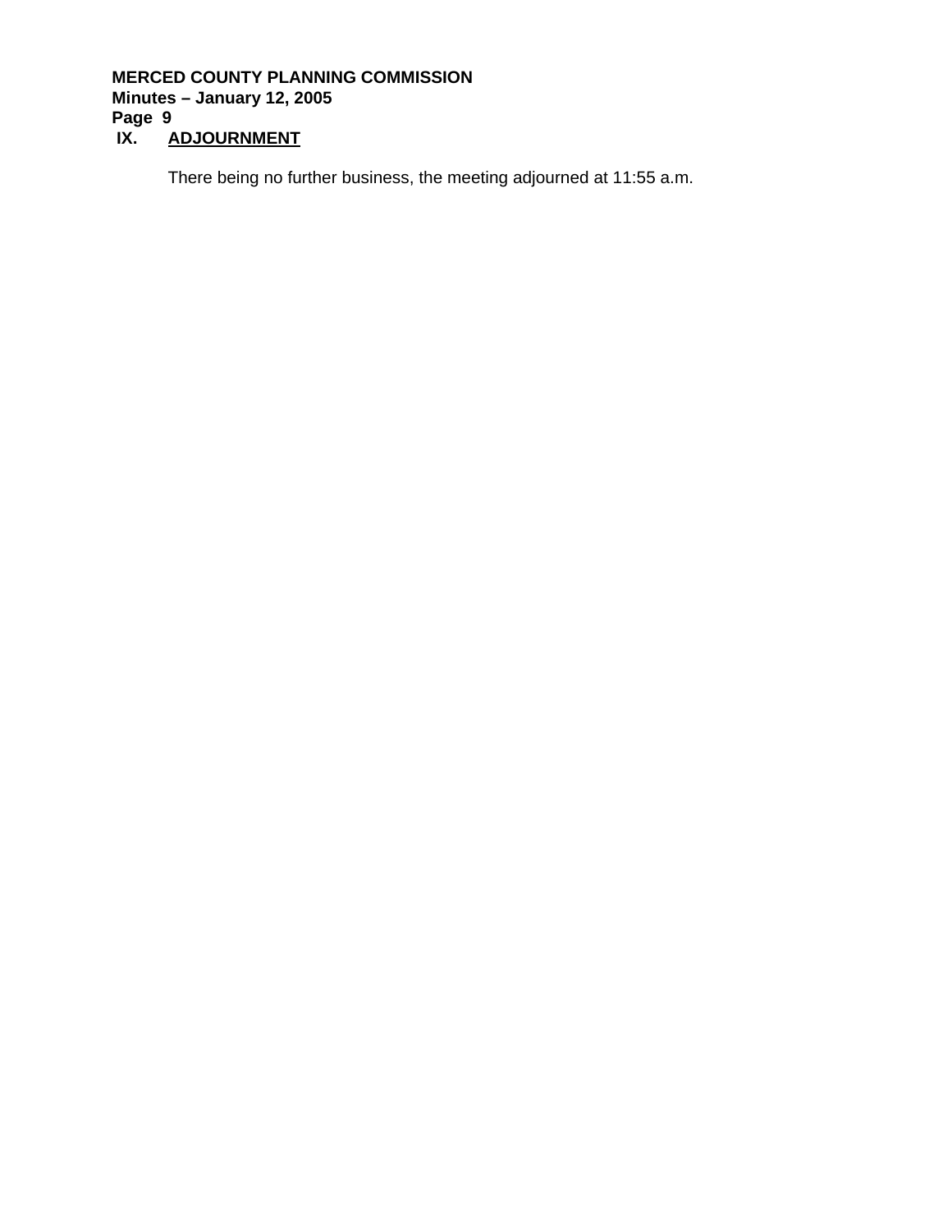## IX. ADJOURNMENT

There being no further business, the meeting adjourned at 11:55 a.m.